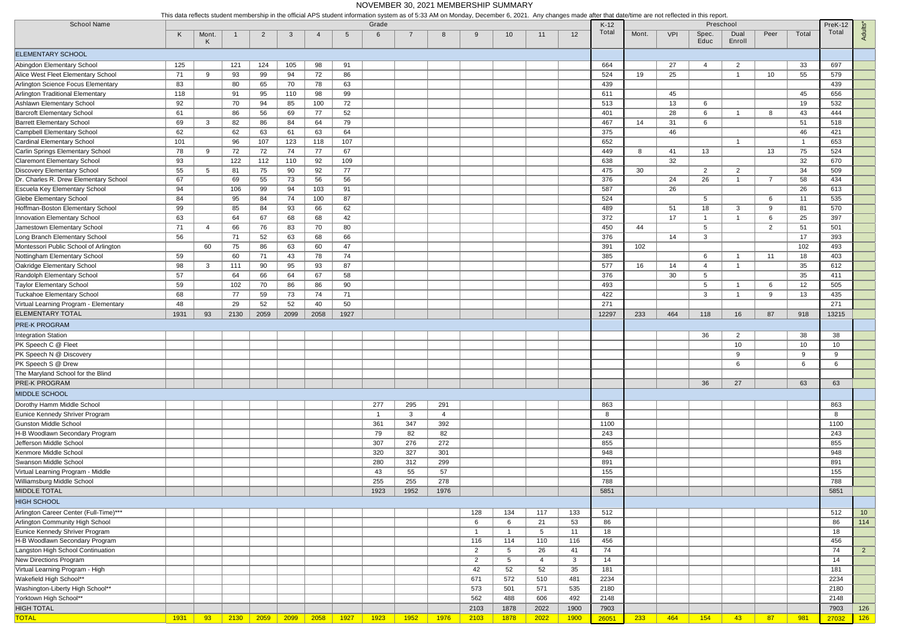# NOVEMBER 30, 2021 MEMBERSHIP SUMMARY

This data reflects student membership in the official APS student information system as of 5:33 AM on Monday, December 6, 2021. Any changes made after that date/time are not reflected in this report.

| School Name | Grade | | | | | | | | | | | | | | K-12 Total | Preschool | | | | | | PreK-12 Total | Adults* |
|---|---|---|---|---|---|---|---|---|---|---|---|---|---|---|---|---|---|---|---|---|---|---|---|
| | K | Mont. K | 1 | 2 | 3 | 4 | 5 | 6 | 7 | 8 | 9 | 10 | 11 | 12 | | Mont. | VPI | Spec. Educ | Dual Enroll | Peer | Total | | |
| **ELEMENTARY SCHOOL** | | | | | | | | | | | | | | | | | | | | | | | |
| Abingdon Elementary School | 125 | | 121 | 124 | 105 | 98 | 91 | | | | | | | | 664 | | 27 | 4 | 2 | | 33 | 697 | |
| Alice West Fleet Elementary School | 71 | 9 | 93 | 99 | 94 | 72 | 86 | | | | | | | | 524 | 19 | 25 | | 1 | 10 | 55 | 579 | |
| Arlington Science Focus Elementary | 83 | | 80 | 65 | 70 | 78 | 63 | | | | | | | | 439 | | | | | | | 439 | |
| Arlington Traditional Elementary | 118 | | 91 | 95 | 110 | 98 | 99 | | | | | | | | 611 | | 45 | | | | 45 | 656 | |
| Ashlawn Elementary School | 92 | | 70 | 94 | 85 | 100 | 72 | | | | | | | | 513 | | 13 | 6 | | | 19 | 532 | |
| Barcroft Elementary School | 61 | | 86 | 56 | 69 | 77 | 52 | | | | | | | | 401 | | 28 | 6 | 1 | 8 | 43 | 444 | |
| Barrett Elementary School | 69 | 3 | 82 | 86 | 84 | 64 | 79 | | | | | | | | 467 | 14 | 31 | 6 | | | 51 | 518 | |
| Campbell Elementary School | 62 | | 62 | 63 | 61 | 63 | 64 | | | | | | | | 375 | | 46 | | | | 46 | 421 | |
| Cardinal Elementary School | 101 | | 96 | 107 | 123 | 118 | 107 | | | | | | | | 652 | | | | 1 | | 1 | 653 | |
| Carlin Springs Elementary School | 78 | 9 | 72 | 72 | 74 | 77 | 67 | | | | | | | | 449 | 8 | 41 | 13 | | 13 | 75 | 524 | |
| Claremont Elementary School | 93 | | 122 | 112 | 110 | 92 | 109 | | | | | | | | 638 | | 32 | | | | 32 | 670 | |
| Discovery Elementary School | 55 | 5 | 81 | 75 | 90 | 92 | 77 | | | | | | | | 475 | 30 | | 2 | 2 | | 34 | 509 | |
| Dr. Charles R. Drew Elementary School | 67 | | 69 | 55 | 73 | 56 | 56 | | | | | | | | 376 | | 24 | 26 | 1 | 7 | 58 | 434 | |
| Escuela Key Elementary School | 94 | | 106 | 99 | 94 | 103 | 91 | | | | | | | | 587 | | 26 | | | | 26 | 613 | |
| Glebe Elementary School | 84 | | 95 | 84 | 74 | 100 | 87 | | | | | | | | 524 | | | 5 | | 6 | 11 | 535 | |
| Hoffman-Boston Elementary School | 99 | | 85 | 84 | 93 | 66 | 62 | | | | | | | | 489 | | 51 | 18 | 3 | 9 | 81 | 570 | |
| Innovation Elementary School | 63 | | 64 | 67 | 68 | 68 | 42 | | | | | | | | 372 | | 17 | 1 | 1 | 6 | 25 | 397 | |
| Jamestown Elementary School | 71 | 4 | 66 | 76 | 83 | 70 | 80 | | | | | | | | 450 | 44 | | 5 | | 2 | 51 | 501 | |
| Long Branch Elementary School | 56 | | 71 | 52 | 63 | 68 | 66 | | | | | | | | 376 | | 14 | 3 | | | 17 | 393 | |
| Montessori Public School of Arlington | | 60 | 75 | 86 | 63 | 60 | 47 | | | | | | | | 391 | 102 | | | | | 102 | 493 | |
| Nottingham Elementary School | 59 | | 60 | 71 | 43 | 78 | 74 | | | | | | | | 385 | | | 6 | 1 | 11 | 18 | 403 | |
| Oakridge Elementary School | 98 | 3 | 111 | 90 | 95 | 93 | 87 | | | | | | | | 577 | 16 | 14 | 4 | 1 | | 35 | 612 | |
| Randolph Elementary School | 57 | | 64 | 66 | 64 | 67 | 58 | | | | | | | | 376 | | 30 | 5 | | | 35 | 411 | |
| Taylor Elementary School | 59 | | 102 | 70 | 86 | 86 | 90 | | | | | | | | 493 | | | 5 | 1 | 6 | 12 | 505 | |
| Tuckahoe Elementary School | 68 | | 77 | 59 | 73 | 74 | 71 | | | | | | | | 422 | | | 3 | 1 | 9 | 13 | 435 | |
| Virtual Learning Program - Elementary | 48 | | 29 | 52 | 52 | 40 | 50 | | | | | | | | 271 | | | | | | | 271 | |
| ELEMENTARY TOTAL | 1931 | 93 | 2130 | 2059 | 2099 | 2058 | 1927 | | | | | | | | 12297 | 233 | 464 | 118 | 16 | 87 | 918 | 13215 | |
| **PRE-K PROGRAM** | | | | | | | | | | | | | | | | | | | | | | | |
| Integration Station | | | | | | | | | | | | | | | | | | 36 | 2 | | 38 | 38 | |
| PK Speech C @ Fleet | | | | | | | | | | | | | | | | | | | 10 | | 10 | 10 | |
| PK Speech N @ Discovery | | | | | | | | | | | | | | | | | | | 9 | | 9 | 9 | |
| PK Speech S @ Drew | | | | | | | | | | | | | | | | | | | 6 | | 6 | 6 | |
| The Maryland School for the Blind | | | | | | | | | | | | | | | | | | | | | | | |
| PRE-K PROGRAM | | | | | | | | | | | | | | | | | | 36 | 27 | | 63 | 63 | |
| **MIDDLE SCHOOL** | | | | | | | | | | | | | | | | | | | | | | | |
| Dorothy Hamm Middle School | | | | | | | | 277 | 295 | 291 | | | | | 863 | | | | | | | 863 | |
| Eunice Kennedy Shriver Program | | | | | | | | 1 | 3 | 4 | | | | | 8 | | | | | | | 8 | |
| Gunston Middle School | | | | | | | | 361 | 347 | 392 | | | | | 1100 | | | | | | | 1100 | |
| H-B Woodlawn Secondary Program | | | | | | | | 79 | 82 | 82 | | | | | 243 | | | | | | | 243 | |
| Jefferson Middle School | | | | | | | | 307 | 276 | 272 | | | | | 855 | | | | | | | 855 | |
| Kenmore Middle School | | | | | | | | 320 | 327 | 301 | | | | | 948 | | | | | | | 948 | |
| Swanson Middle School | | | | | | | | 280 | 312 | 299 | | | | | 891 | | | | | | | 891 | |
| Virtual Learning Program - Middle | | | | | | | | 43 | 55 | 57 | | | | | 155 | | | | | | | 155 | |
| Williamsburg Middle School | | | | | | | | 255 | 255 | 278 | | | | | 788 | | | | | | | 788 | |
| MIDDLE TOTAL | | | | | | | | 1923 | 1952 | 1976 | | | | | 5851 | | | | | | | 5851 | |
| **HIGH SCHOOL** | | | | | | | | | | | | | | | | | | | | | | | |
| Arlington Career Center (Full-Time)*** | | | | | | | | | | | 128 | 134 | 117 | 133 | 512 | | | | | | | 512 | 10 |
| Arlington Community High School | | | | | | | | | | | 6 | 6 | 21 | 53 | 86 | | | | | | | 86 | 114 |
| Eunice Kennedy Shriver Program | | | | | | | | | | | 1 | 1 | 5 | 11 | 18 | | | | | | | 18 | |
| H-B Woodlawn Secondary Program | | | | | | | | | | | 116 | 114 | 110 | 116 | 456 | | | | | | | 456 | |
| Langston High School Continuation | | | | | | | | | | | 2 | 5 | 26 | 41 | 74 | | | | | | | 74 | 2 |
| New Directions Program | | | | | | | | | | | 2 | 5 | 4 | 3 | 14 | | | | | | | 14 | |
| Virtual Learning Program - High | | | | | | | | | | | 42 | 52 | 52 | 35 | 181 | | | | | | | 181 | |
| Wakefield High School** | | | | | | | | | | | 671 | 572 | 510 | 481 | 2234 | | | | | | | 2234 | |
| Washington-Liberty High School** | | | | | | | | | | | 573 | 501 | 571 | 535 | 2180 | | | | | | | 2180 | |
| Yorktown High School** | | | | | | | | | | | 562 | 488 | 606 | 492 | 2148 | | | | | | | 2148 | |
| HIGH TOTAL | | | | | | | | | | | 2103 | 1878 | 2022 | 1900 | 7903 | | | | | | | 7903 | 126 |
| **TOTAL** | 1931 | 93 | 2130 | 2059 | 2099 | 2058 | 1927 | 1923 | 1952 | 1976 | 2103 | 1878 | 2022 | 1900 | 26051 | 233 | 464 | 154 | 43 | 87 | 981 | 27032 | 126 |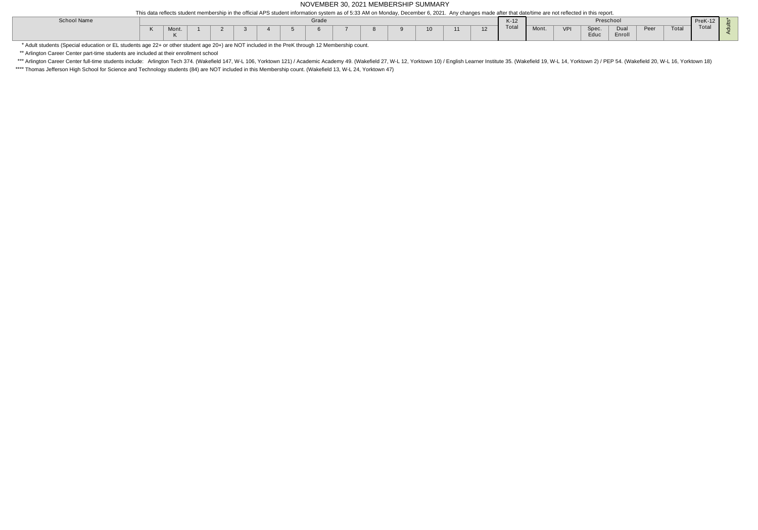# NOVEMBER 30, 2021 MEMBERSHIP SUMMARY

This data reflects student membership in the official APS student information system as of 5:33 AM on Monday, December 6, 2021. Any changes made after that date/time are not reflected in this report.

| School Name | Grade | | | | | | | | | | | | | | K-12 | Preschool | | | | | | PreK-12 | Adults* |
|---|---|---|---|---|---|---|---|---|---|---|---|---|---|---|---|---|---|---|---|---|---|---|---|
| | K | Mont. K | 1 | 2 | 3 | 4 | 5 | 6 | 7 | 8 | 9 | 10 | 11 | 12 | Total | Mont. | VPI | Spec. Educ | Dual Enroll | Peer | Total | Total | |

\* Adult students (Special education or EL students age 22+ or other student age 20+) are NOT included in the PreK through 12 Membership count.

\*\* Arlington Career Center part-time students are included at their enrollment school

\*\*\* Arlington Career Center full-time students include: Arlington Tech 374. (Wakefield 147, W-L 106, Yorktown 121) / Academic Academy 49. (Wakefield 27, W-L 12, Yorktown 10) / English Learner Institute 35. (Wakefield 19, W-L 14, Yorktown 2) / PEP 54. (Wakefield 20, W-L 16, Yorktown 18)

\*\*\*\* Thomas Jefferson High School for Science and Technology students (84) are NOT included in this Membership count. (Wakefield 13, W-L 24, Yorktown 47)